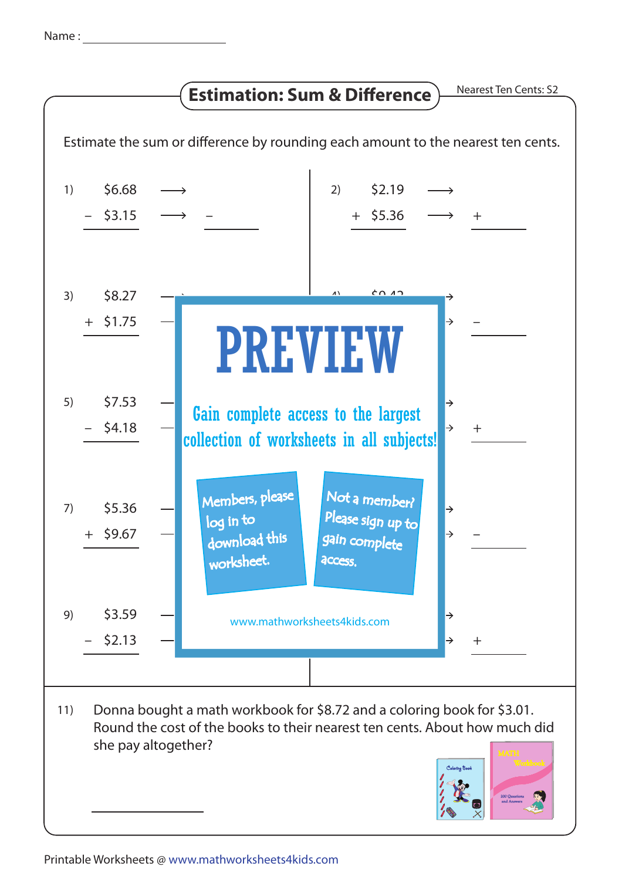Name : ____________________

# Estimation: Sum & Difference

Nearest Ten Cents: S2

Estimate the sum or difference by rounding each amount to the nearest ten cents.

1) $6.68 ⟶
− $3.15 ⟶ − ______

2) $2.19 ⟶
+ $5.36 ⟶ + ______

3) $8.27
+ $1.75

4) $9.42 ⟶
⟶ − ______

5) $7.53
− $4.18

6) ⟶
⟶ + ______

7) $5.36
+ $9.67

8) ⟶
⟶ − ______

9) $3.59
− $2.13

10) ⟶
⟶ + ______

**PREVIEW**

Gain complete access to the largest collection of worksheets in all subjects!

Members, please log in to download this worksheet.

Not a member? Please sign up to gain complete access.

www.mathworksheets4kids.com

11) Donna bought a math workbook for $8.72 and a coloring book for $3.01. Round the cost of the books to their nearest ten cents. About how much did she pay altogether?

______

Printable Worksheets @ www.mathworksheets4kids.com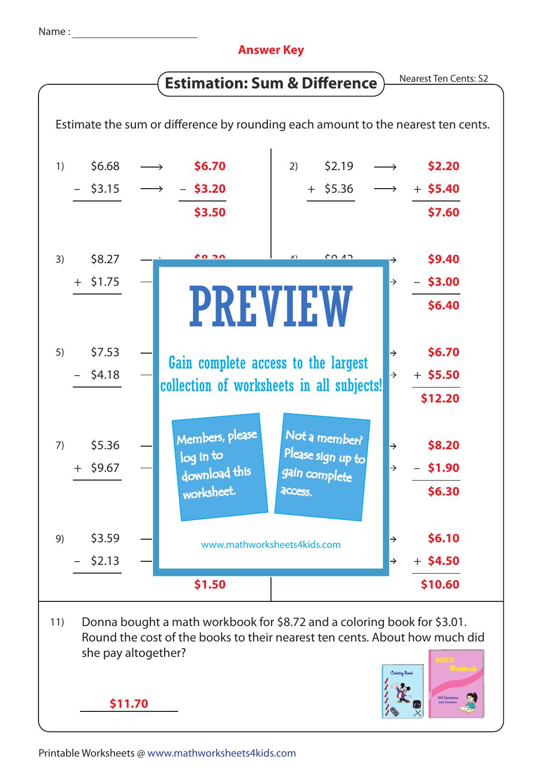Name : ____________________

**Answer Key**

# Estimation: Sum & Difference

Nearest Ten Cents: S2

Estimate the sum or difference by rounding each amount to the nearest ten cents.

1)
$6.68 ⟶ **$6.70**
− $3.15 ⟶ − **$3.20**
**$3.50**

2)
$2.19 ⟶ **$2.20**
+ $5.36 ⟶ + **$5.40**
**$7.60**

3)
$8.27 ⟶ **$8.30**
+ $1.75 ⟶

4)
$9.42 ⟶ **$9.40**
⟶ − **$3.00**
**$6.40**

5)
$7.53 ⟶
− $4.18 ⟶

6)
⟶ **$6.70**
⟶ + **$5.50**
**$12.20**

7)
$5.36 ⟶
+ $9.67 ⟶

8)
⟶ **$8.20**
⟶ − **$1.90**
**$6.30**

9)
$3.59 ⟶
− $2.13 ⟶
**$1.50**

10)
⟶ **$6.10**
⟶ + **$4.50**
**$10.60**

PREVIEW

Gain complete access to the largest collection of worksheets in all subjects!

Members, please log in to download this worksheet.

Not a member? Please sign up to gain complete access.

www.mathworksheets4kids.com

11) Donna bought a math workbook for $8.72 and a coloring book for $3.01. Round the cost of the books to their nearest ten cents. About how much did she pay altogether?

**$11.70**

Printable Worksheets @ www.mathworksheets4kids.com